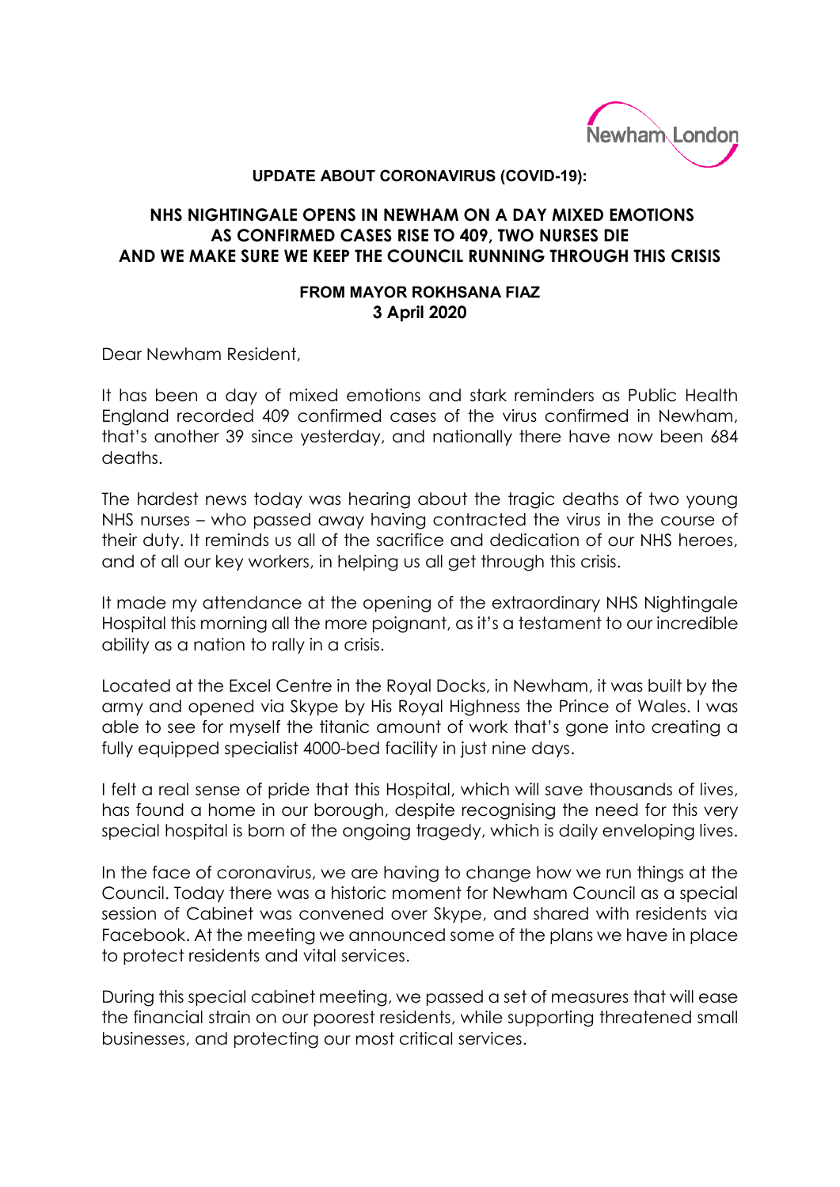**UPDATE ABOUT CORONAVIRUS (COVID-19):**

## NHS NIGHTINGALE OPENS IN NEWHAM ON A DAY MIXED EMOTIONS AS CONFIRMED CASES RISE TO 409, TWO NURSES DIE AND WE MAKE SURE WE KEEP THE COUNCIL RUNNING THROUGH THIS CRISIS

**FROM MAYOR ROKHSANA FIAZ**
**3 April 2020**

Dear Newham Resident,

It has been a day of mixed emotions and stark reminders as Public Health England recorded 409 confirmed cases of the virus confirmed in Newham, that's another 39 since yesterday, and nationally there have now been 684 deaths.

The hardest news today was hearing about the tragic deaths of two young NHS nurses – who passed away having contracted the virus in the course of their duty. It reminds us all of the sacrifice and dedication of our NHS heroes, and of all our key workers, in helping us all get through this crisis.

It made my attendance at the opening of the extraordinary NHS Nightingale Hospital this morning all the more poignant, as it's a testament to our incredible ability as a nation to rally in a crisis.

Located at the Excel Centre in the Royal Docks, in Newham, it was built by the army and opened via Skype by His Royal Highness the Prince of Wales. I was able to see for myself the titanic amount of work that's gone into creating a fully equipped specialist 4000-bed facility in just nine days.

I felt a real sense of pride that this Hospital, which will save thousands of lives, has found a home in our borough, despite recognising the need for this very special hospital is born of the ongoing tragedy, which is daily enveloping lives.

In the face of coronavirus, we are having to change how we run things at the Council. Today there was a historic moment for Newham Council as a special session of Cabinet was convened over Skype, and shared with residents via Facebook. At the meeting we announced some of the plans we have in place to protect residents and vital services.

During this special cabinet meeting, we passed a set of measures that will ease the financial strain on our poorest residents, while supporting threatened small businesses, and protecting our most critical services.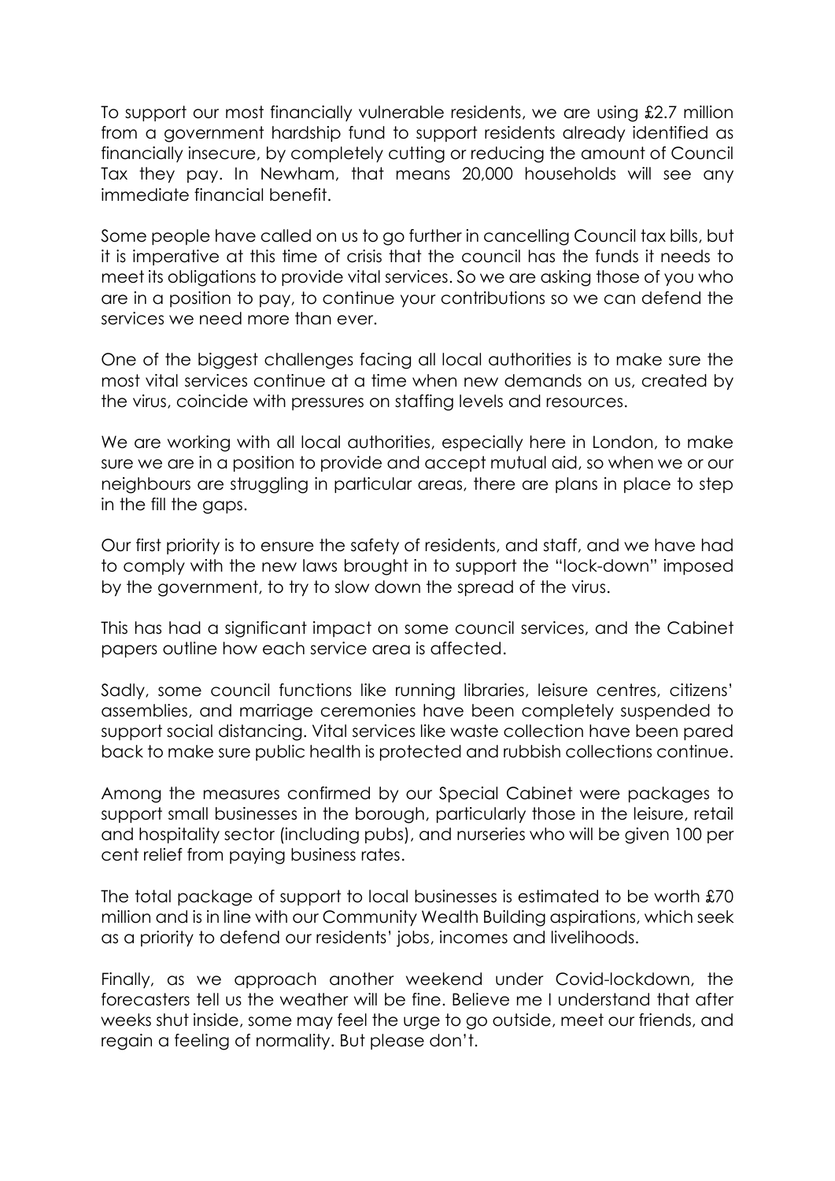To support our most financially vulnerable residents, we are using £2.7 million from a government hardship fund to support residents already identified as financially insecure, by completely cutting or reducing the amount of Council Tax they pay. In Newham, that means 20,000 households will see any immediate financial benefit.

Some people have called on us to go further in cancelling Council tax bills, but it is imperative at this time of crisis that the council has the funds it needs to meet its obligations to provide vital services. So we are asking those of you who are in a position to pay, to continue your contributions so we can defend the services we need more than ever.

One of the biggest challenges facing all local authorities is to make sure the most vital services continue at a time when new demands on us, created by the virus, coincide with pressures on staffing levels and resources.

We are working with all local authorities, especially here in London, to make sure we are in a position to provide and accept mutual aid, so when we or our neighbours are struggling in particular areas, there are plans in place to step in the fill the gaps.

Our first priority is to ensure the safety of residents, and staff, and we have had to comply with the new laws brought in to support the "lock-down" imposed by the government, to try to slow down the spread of the virus.

This has had a significant impact on some council services, and the Cabinet papers outline how each service area is affected.

Sadly, some council functions like running libraries, leisure centres, citizens' assemblies, and marriage ceremonies have been completely suspended to support social distancing. Vital services like waste collection have been pared back to make sure public health is protected and rubbish collections continue.

Among the measures confirmed by our Special Cabinet were packages to support small businesses in the borough, particularly those in the leisure, retail and hospitality sector (including pubs), and nurseries who will be given 100 per cent relief from paying business rates.

The total package of support to local businesses is estimated to be worth £70 million and is in line with our Community Wealth Building aspirations, which seek as a priority to defend our residents' jobs, incomes and livelihoods.

Finally, as we approach another weekend under Covid-lockdown, the forecasters tell us the weather will be fine. Believe me I understand that after weeks shut inside, some may feel the urge to go outside, meet our friends, and regain a feeling of normality. But please don't.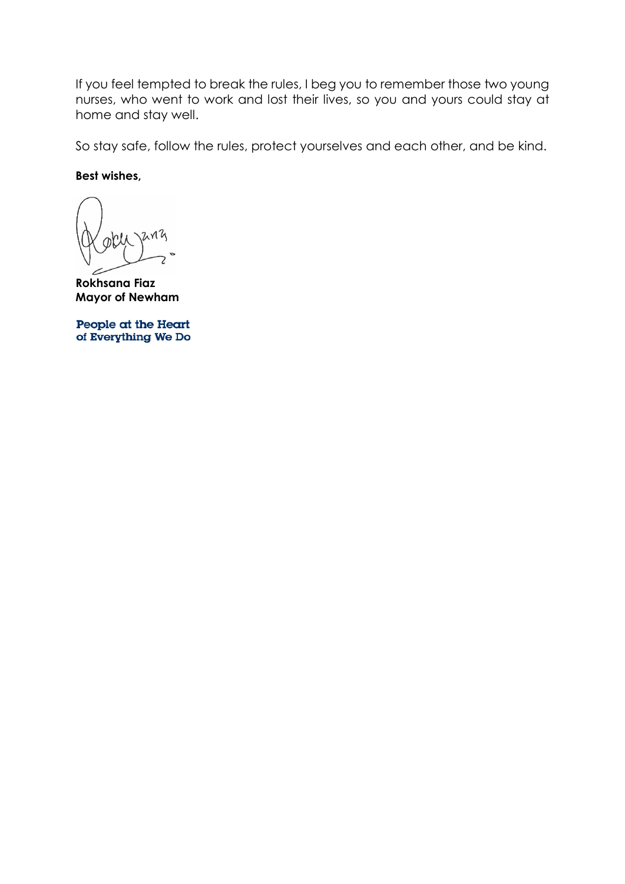If you feel tempted to break the rules, I beg you to remember those two young nurses, who went to work and lost their lives, so you and yours could stay at home and stay well.

So stay safe, follow the rules, protect yourselves and each other, and be kind.

**Best wishes,**

**Rokhsana Fiaz**
**Mayor of Newham**

**People at the Heart of Everything We Do**